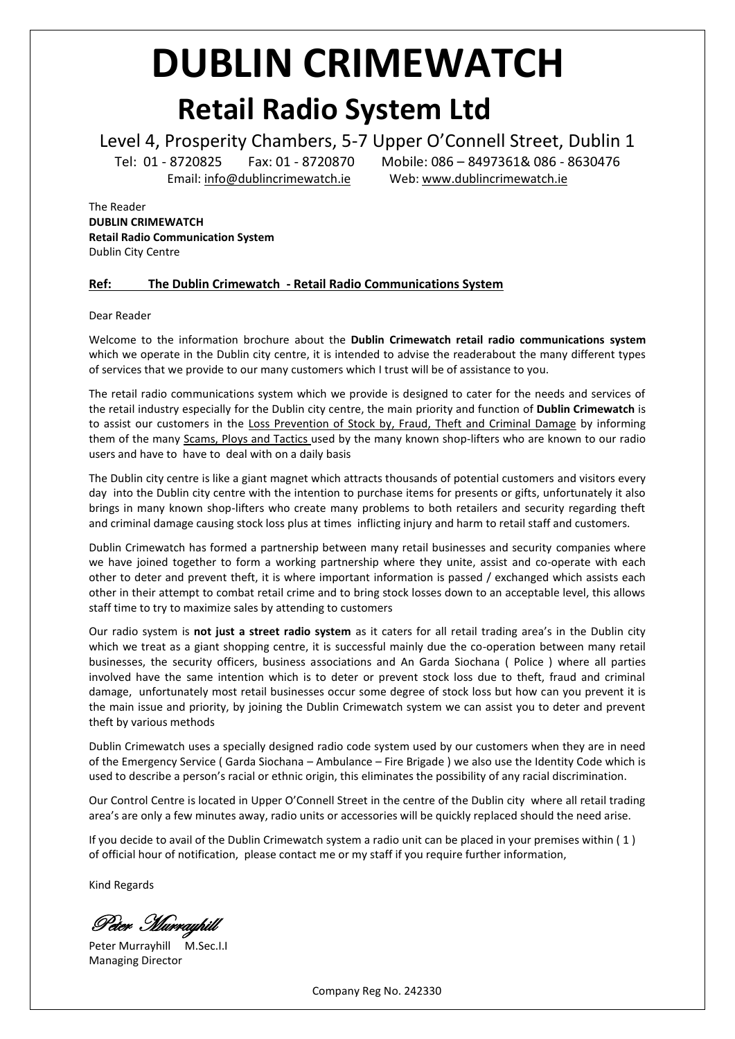# DUBLIN CRIMEWATCH

## Retail Radio System Ltd

Level 4, Prosperity Chambers, 5-7 Upper O'Connell Street, Dublin 1

Tel: 01 - 8720825 Fax: 01 - 8720870 Mobile: 086 – 8497361& 086 - 8630476

Email: info@dublincrimewatch.ie Web: www.dublincrimewatch.ie

The Reader
**DUBLIN CRIMEWATCH**
**Retail Radio Communication System**
Dublin City Centre

**Ref: The Dublin Crimewatch - Retail Radio Communications System**

Dear Reader

Welcome to the information brochure about the **Dublin Crimewatch retail radio communications system** which we operate in the Dublin city centre, it is intended to advise the readerabout the many different types of services that we provide to our many customers which I trust will be of assistance to you.

The retail radio communications system which we provide is designed to cater for the needs and services of the retail industry especially for the Dublin city centre, the main priority and function of **Dublin Crimewatch** is to assist our customers in the Loss Prevention of Stock by, Fraud, Theft and Criminal Damage by informing them of the many Scams, Ploys and Tactics used by the many known shop-lifters who are known to our radio users and have to have to deal with on a daily basis

The Dublin city centre is like a giant magnet which attracts thousands of potential customers and visitors every day into the Dublin city centre with the intention to purchase items for presents or gifts, unfortunately it also brings in many known shop-lifters who create many problems to both retailers and security regarding theft and criminal damage causing stock loss plus at times inflicting injury and harm to retail staff and customers.

Dublin Crimewatch has formed a partnership between many retail businesses and security companies where we have joined together to form a working partnership where they unite, assist and co-operate with each other to deter and prevent theft, it is where important information is passed / exchanged which assists each other in their attempt to combat retail crime and to bring stock losses down to an acceptable level, this allows staff time to try to maximize sales by attending to customers

Our radio system is **not just a street radio system** as it caters for all retail trading area's in the Dublin city which we treat as a giant shopping centre, it is successful mainly due the co-operation between many retail businesses, the security officers, business associations and An Garda Siochana ( Police ) where all parties involved have the same intention which is to deter or prevent stock loss due to theft, fraud and criminal damage, unfortunately most retail businesses occur some degree of stock loss but how can you prevent it is the main issue and priority, by joining the Dublin Crimewatch system we can assist you to deter and prevent theft by various methods

Dublin Crimewatch uses a specially designed radio code system used by our customers when they are in need of the Emergency Service ( Garda Siochana – Ambulance – Fire Brigade ) we also use the Identity Code which is used to describe a person's racial or ethnic origin, this eliminates the possibility of any racial discrimination.

Our Control Centre is located in Upper O'Connell Street in the centre of the Dublin city where all retail trading area's are only a few minutes away, radio units or accessories will be quickly replaced should the need arise.

If you decide to avail of the Dublin Crimewatch system a radio unit can be placed in your premises within ( 1 ) of official hour of notification, please contact me or my staff if you require further information,

Kind Regards

*Peter Murrayhill*

Peter Murrayhill M.Sec.I.I
Managing Director

Company Reg No. 242330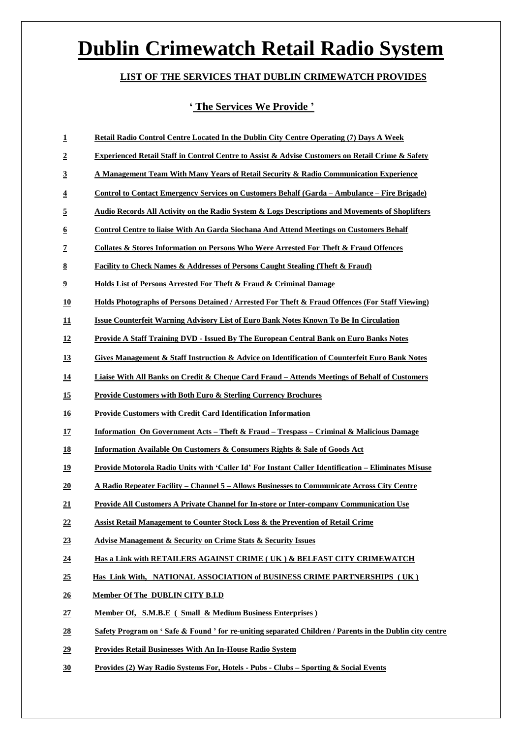# Dublin Crimewatch Retail Radio System

## LIST OF THE SERVICES THAT DUBLIN CRIMEWATCH PROVIDES

### ' The Services We Provide '

1. **Retail Radio Control Centre Located In the Dublin City Centre Operating (7) Days A Week**
2. **Experienced Retail Staff in Control Centre to Assist & Advise Customers on Retail Crime & Safety**
3. **A Management Team With Many Years of Retail Security & Radio Communication Experience**
4. **Control to Contact Emergency Services on Customers Behalf (Garda – Ambulance – Fire Brigade)**
5. **Audio Records All Activity on the Radio System & Logs Descriptions and Movements of Shoplifters**
6. **Control Centre to liaise With An Garda Siochana And Attend Meetings on Customers Behalf**
7. **Collates & Stores Information on Persons Who Were Arrested For Theft & Fraud Offences**
8. **Facility to Check Names & Addresses of Persons Caught Stealing (Theft & Fraud)**
9. **Holds List of Persons Arrested For Theft & Fraud & Criminal Damage**
10. **Holds Photographs of Persons Detained / Arrested For Theft & Fraud Offences (For Staff Viewing)**
11. **Issue Counterfeit Warning Advisory List of Euro Bank Notes Known To Be In Circulation**
12. **Provide A Staff Training DVD - Issued By The European Central Bank on Euro Banks Notes**
13. **Gives Management & Staff Instruction & Advice on Identification of Counterfeit Euro Bank Notes**
14. **Liaise With All Banks on Credit & Cheque Card Fraud – Attends Meetings of Behalf of Customers**
15. **Provide Customers with Both Euro & Sterling Currency Brochures**
16. **Provide Customers with Credit Card Identification Information**
17. **Information On Government Acts – Theft & Fraud – Trespass – Criminal & Malicious Damage**
18. **Information Available On Customers & Consumers Rights & Sale of Goods Act**
19. **Provide Motorola Radio Units with 'Caller Id' For Instant Caller Identification – Eliminates Misuse**
20. **A Radio Repeater Facility – Channel 5 – Allows Businesses to Communicate Across City Centre**
21. **Provide All Customers A Private Channel for In-store or Inter-company Communication Use**
22. **Assist Retail Management to Counter Stock Loss & the Prevention of Retail Crime**
23. **Advise Management & Security on Crime Stats & Security Issues**
24. **Has a Link with RETAILERS AGAINST CRIME ( UK ) & BELFAST CITY CRIMEWATCH**
25. **Has Link With, NATIONAL ASSOCIATION of BUSINESS CRIME PARTNERSHIPS ( UK )**
26. **Member Of The DUBLIN CITY B.I.D**
27. **Member Of, S.M.B.E ( Small & Medium Business Enterprises )**
28. **Safety Program on ' Safe & Found ' for re-uniting separated Children / Parents in the Dublin city centre**
29. **Provides Retail Businesses With An In-House Radio System**
30. **Provides (2) Way Radio Systems For, Hotels - Pubs - Clubs – Sporting & Social Events**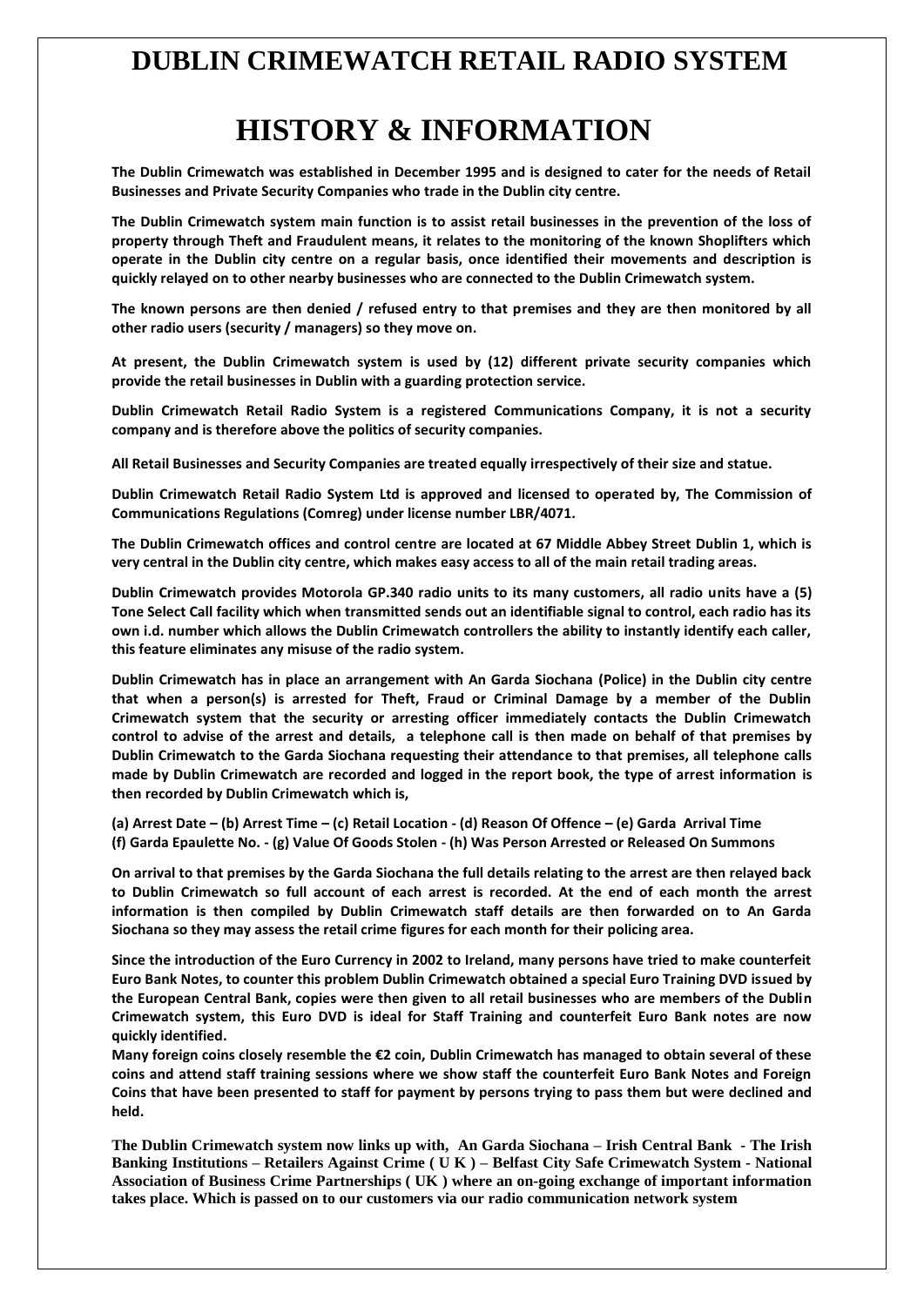# DUBLIN CRIMEWATCH RETAIL RADIO SYSTEM

# HISTORY & INFORMATION

**The Dublin Crimewatch was established in December 1995 and is designed to cater for the needs of Retail Businesses and Private Security Companies who trade in the Dublin city centre.**

**The Dublin Crimewatch system main function is to assist retail businesses in the prevention of the loss of property through Theft and Fraudulent means, it relates to the monitoring of the known Shoplifters which operate in the Dublin city centre on a regular basis, once identified their movements and description is quickly relayed on to other nearby businesses who are connected to the Dublin Crimewatch system.**

**The known persons are then denied / refused entry to that premises and they are then monitored by all other radio users (security / managers) so they move on.**

**At present, the Dublin Crimewatch system is used by (12) different private security companies which provide the retail businesses in Dublin with a guarding protection service.**

**Dublin Crimewatch Retail Radio System is a registered Communications Company, it is not a security company and is therefore above the politics of security companies.**

**All Retail Businesses and Security Companies are treated equally irrespectively of their size and statue.**

**Dublin Crimewatch Retail Radio System Ltd is approved and licensed to operated by, The Commission of Communications Regulations (Comreg) under license number LBR/4071.**

**The Dublin Crimewatch offices and control centre are located at 67 Middle Abbey Street Dublin 1, which is very central in the Dublin city centre, which makes easy access to all of the main retail trading areas.**

**Dublin Crimewatch provides Motorola GP.340 radio units to its many customers, all radio units have a (5) Tone Select Call facility which when transmitted sends out an identifiable signal to control, each radio has its own i.d. number which allows the Dublin Crimewatch controllers the ability to instantly identify each caller, this feature eliminates any misuse of the radio system.**

**Dublin Crimewatch has in place an arrangement with An Garda Siochana (Police) in the Dublin city centre that when a person(s) is arrested for Theft, Fraud or Criminal Damage by a member of the Dublin Crimewatch system that the security or arresting officer immediately contacts the Dublin Crimewatch control to advise of the arrest and details, a telephone call is then made on behalf of that premises by Dublin Crimewatch to the Garda Siochana requesting their attendance to that premises, all telephone calls made by Dublin Crimewatch are recorded and logged in the report book, the type of arrest information is then recorded by Dublin Crimewatch which is,**

**(a) Arrest Date – (b) Arrest Time – (c) Retail Location - (d) Reason Of Offence – (e) Garda Arrival Time (f) Garda Epaulette No. - (g) Value Of Goods Stolen - (h) Was Person Arrested or Released On Summons**

**On arrival to that premises by the Garda Siochana the full details relating to the arrest are then relayed back to Dublin Crimewatch so full account of each arrest is recorded. At the end of each month the arrest information is then compiled by Dublin Crimewatch staff details are then forwarded on to An Garda Siochana so they may assess the retail crime figures for each month for their policing area.**

**Since the introduction of the Euro Currency in 2002 to Ireland, many persons have tried to make counterfeit Euro Bank Notes, to counter this problem Dublin Crimewatch obtained a special Euro Training DVD issued by the European Central Bank, copies were then given to all retail businesses who are members of the Dublin Crimewatch system, this Euro DVD is ideal for Staff Training and counterfeit Euro Bank notes are now quickly identified.**

**Many foreign coins closely resemble the €2 coin, Dublin Crimewatch has managed to obtain several of these coins and attend staff training sessions where we show staff the counterfeit Euro Bank Notes and Foreign Coins that have been presented to staff for payment by persons trying to pass them but were declined and held.**

**The Dublin Crimewatch system now links up with, An Garda Siochana – Irish Central Bank - The Irish Banking Institutions – Retailers Against Crime ( U K ) – Belfast City Safe Crimewatch System - National Association of Business Crime Partnerships ( UK ) where an on-going exchange of important information takes place. Which is passed on to our customers via our radio communication network system**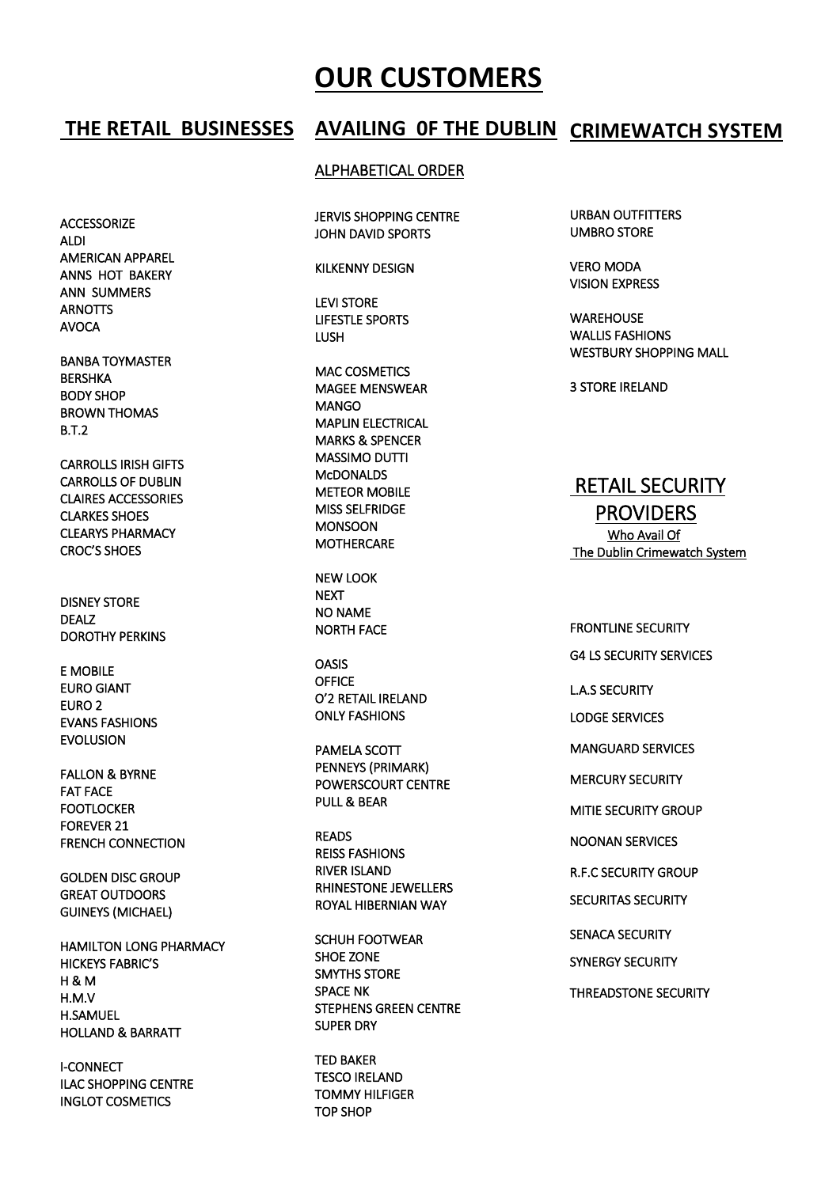# OUR CUSTOMERS

## THE RETAIL BUSINESSES AVAILING 0F THE DUBLIN CRIMEWATCH SYSTEM

ALPHABETICAL ORDER

ACCESSORIZE
ALDI
AMERICAN APPAREL
ANNS HOT BAKERY
ANN SUMMERS
ARNOTTS
AVOCA

BANBA TOYMASTER
BERSHKA
BODY SHOP
BROWN THOMAS
B.T.2

CARROLLS IRISH GIFTS
CARROLLS OF DUBLIN
CLAIRES ACCESSORIES
CLARKES SHOES
CLEARYS PHARMACY
CROC'S SHOES

DISNEY STORE
DEALZ
DOROTHY PERKINS

E MOBILE
EURO GIANT
EURO 2
EVANS FASHIONS
EVOLUSION

FALLON & BYRNE
FAT FACE
FOOTLOCKER
FOREVER 21
FRENCH CONNECTION

GOLDEN DISC GROUP
GREAT OUTDOORS
GUINEYS (MICHAEL)

HAMILTON LONG PHARMACY
HICKEYS FABRIC'S
H & M
H.M.V
H.SAMUEL
HOLLAND & BARRATT

I-CONNECT
ILAC SHOPPING CENTRE
INGLOT COSMETICS

JERVIS SHOPPING CENTRE
JOHN DAVID SPORTS

KILKENNY DESIGN

LEVI STORE
LIFESTLE SPORTS
LUSH

MAC COSMETICS
MAGEE MENSWEAR
MANGO
MAPLIN ELECTRICAL
MARKS & SPENCER
MASSIMO DUTTI
McDONALDS
METEOR MOBILE
MISS SELFRIDGE
MONSOON
MOTHERCARE

NEW LOOK
NEXT
NO NAME
NORTH FACE

OASIS
OFFICE
O'2 RETAIL IRELAND
ONLY FASHIONS

PAMELA SCOTT
PENNEYS (PRIMARK)
POWERSCOURT CENTRE
PULL & BEAR

READS
REISS FASHIONS
RIVER ISLAND
RHINESTONE JEWELLERS
ROYAL HIBERNIAN WAY

SCHUH FOOTWEAR
SHOE ZONE
SMYTHS STORE
SPACE NK
STEPHENS GREEN CENTRE
SUPER DRY

TED BAKER
TESCO IRELAND
TOMMY HILFIGER
TOP SHOP

URBAN OUTFITTERS
UMBRO STORE

VERO MODA
VISION EXPRESS

WAREHOUSE
WALLIS FASHIONS
WESTBURY SHOPPING MALL

3 STORE IRELAND

## RETAIL SECURITY PROVIDERS

Who Avail Of
The Dublin Crimewatch System

FRONTLINE SECURITY
G4 LS SECURITY SERVICES
L.A.S SECURITY
LODGE SERVICES
MANGUARD SERVICES
MERCURY SECURITY
MITIE SECURITY GROUP
NOONAN SERVICES
R.F.C SECURITY GROUP
SECURITAS SECURITY
SENACA SECURITY
SYNERGY SECURITY
THREADSTONE SECURITY